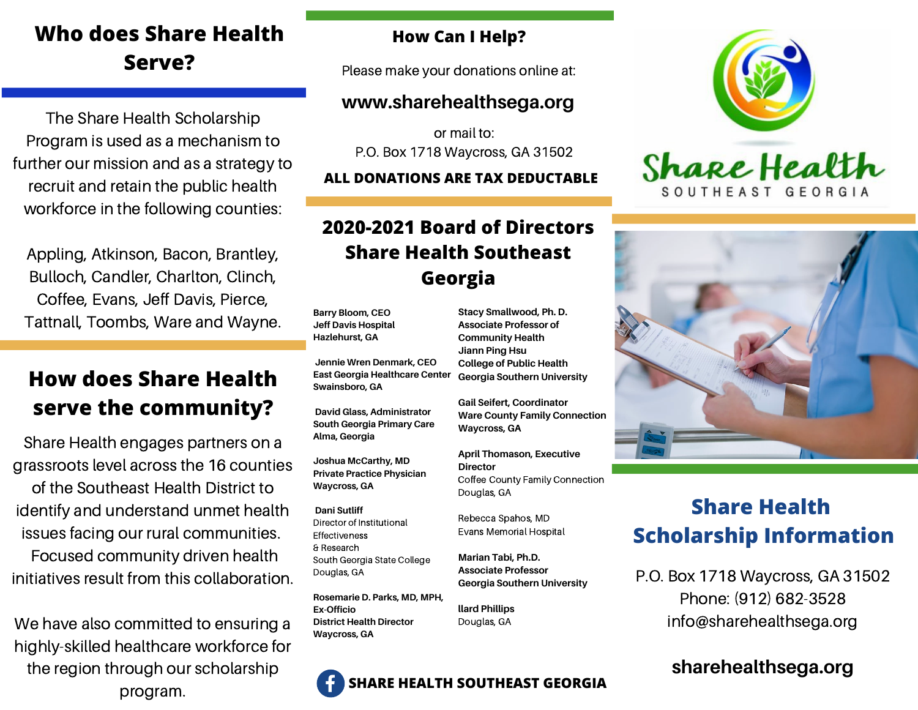# Who does Share Health Serve?

The Share Health Scholarship Program is used as a mechanism to further our mission and as a strategy to recruit and retain the public health workforce in the following counties:

Appling, Atkinson, Bacon, Brantley, Bulloch, Candler, Charlton, Clinch, Coffee, Evans, Jeff Davis, Pierce, Tattnall, Toombs, Ware and Wayne.

# How does Share Health serve the community?

Share Health engages partners on a grassroots level across the 16 counties of the Southeast Health District to identify and understand unmet health issues facing our rural communities. Focused community driven health initiatives result from this collaboration.

We have also committed to ensuring a highly-skilled healthcare workforce for the region through our scholarship program.

## How Can I Help?

Please make your donations online at:

**www.sharehealthsega.org**

or mail to:
P.O. Box 1718 Waycross, GA 31502

**ALL DONATIONS ARE TAX DEDUCTABLE**

## 2020-2021 Board of Directors Share Health Southeast Georgia

**Barry Bloom, CEO**
**Jeff Davis Hospital**
**Hazlehurst, GA**

**Jennie Wren Denmark, CEO**
**East Georgia Healthcare Center**
**Swainsboro, GA**

**David Glass, Administrator**
**South Georgia Primary Care**
**Alma, Georgia**

**Joshua McCarthy, MD**
**Private Practice Physician**
**Waycross, GA**

**Dani Sutliff**
Director of Institutional Effectiveness & Research
South Georgia State College
Douglas, GA

**Rosemarie D. Parks, MD, MPH, Ex-Officio**
**District Health Director**
**Waycross, GA**

**Stacy Smallwood, Ph. D.**
**Associate Professor of Community Health**
**Jiann Ping Hsu**
**College of Public Health**
**Georgia Southern University**

**Gail Seifert, Coordinator**
**Ware County Family Connection**
**Waycross, GA**

**April Thomason, Executive Director**
Coffee County Family Connection
Douglas, GA

Rebecca Spahos, MD
Evans Memorial Hospital

**Marian Tabi, Ph.D.**
**Associate Professor**
**Georgia Southern University**

**llard Phillips**
Douglas, GA

**SHARE HEALTH SOUTHEAST GEORGIA**

Share Health
SOUTHEAST GEORGIA

## Share Health Scholarship Information

P.O. Box 1718 Waycross, GA 31502
Phone: (912) 682-3528
info@sharehealthsega.org

**sharehealthsega.org**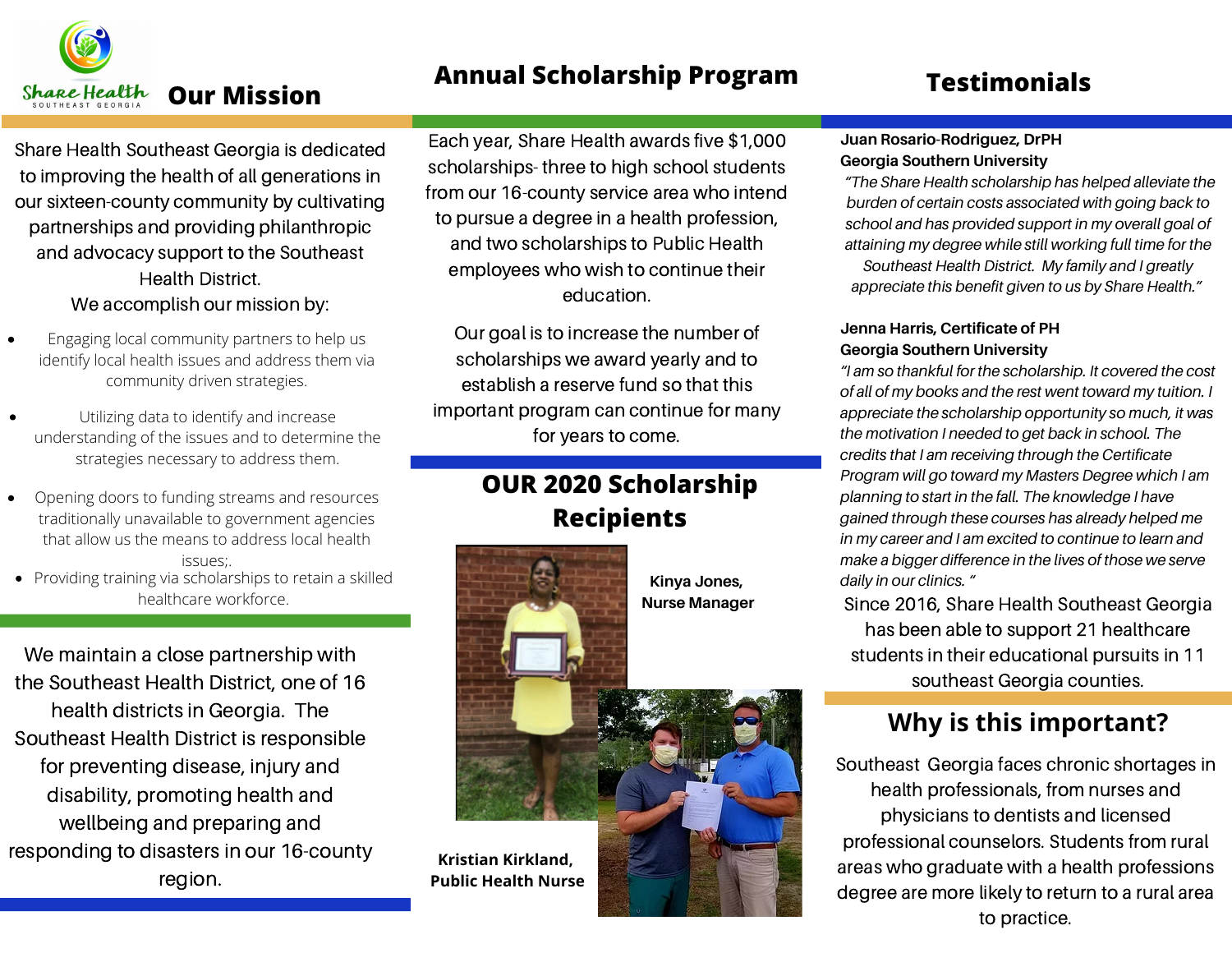Share Health
SOUTHEAST GEORGIA

## Our Mission

Share Health Southeast Georgia is dedicated to improving the health of all generations in our sixteen-county community by cultivating partnerships and providing philanthropic and advocacy support to the Southeast Health District.

We accomplish our mission by:

- Engaging local community partners to help us identify local health issues and address them via community driven strategies.
- Utilizing data to identify and increase understanding of the issues and to determine the strategies necessary to address them.
- Opening doors to funding streams and resources traditionally unavailable to government agencies that allow us the means to address local health issues;.
- Providing training via scholarships to retain a skilled healthcare workforce.

We maintain a close partnership with the Southeast Health District, one of 16 health districts in Georgia. The Southeast Health District is responsible for preventing disease, injury and disability, promoting health and wellbeing and preparing and responding to disasters in our 16-county region.

## Annual Scholarship Program

Each year, Share Health awards five $1,000 scholarships- three to high school students from our 16-county service area who intend to pursue a degree in a health profession, and two scholarships to Public Health employees who wish to continue their education.

Our goal is to increase the number of scholarships we award yearly and to establish a reserve fund so that this important program can continue for many for years to come.

## OUR 2020 Scholarship Recipients

**Kinya Jones, Nurse Manager**

**Kristian Kirkland, Public Health Nurse**

## Testimonials

**Juan Rosario-Rodriguez, DrPH**
**Georgia Southern University**

*"The Share Health scholarship has helped alleviate the burden of certain costs associated with going back to school and has provided support in my overall goal of attaining my degree while still working full time for the Southeast Health District. My family and I greatly appreciate this benefit given to us by Share Health."*

**Jenna Harris, Certificate of PH**
**Georgia Southern University**

*"I am so thankful for the scholarship. It covered the cost of all of my books and the rest went toward my tuition. I appreciate the scholarship opportunity so much, it was the motivation I needed to get back in school. The credits that I am receiving through the Certificate Program will go toward my Masters Degree which I am planning to start in the fall. The knowledge I have gained through these courses has already helped me in my career and I am excited to continue to learn and make a bigger difference in the lives of those we serve daily in our clinics. "*

Since 2016, Share Health Southeast Georgia has been able to support 21 healthcare students in their educational pursuits in 11 southeast Georgia counties.

## Why is this important?

Southeast Georgia faces chronic shortages in health professionals, from nurses and physicians to dentists and licensed professional counselors. Students from rural areas who graduate with a health professions degree are more likely to return to a rural area to practice.